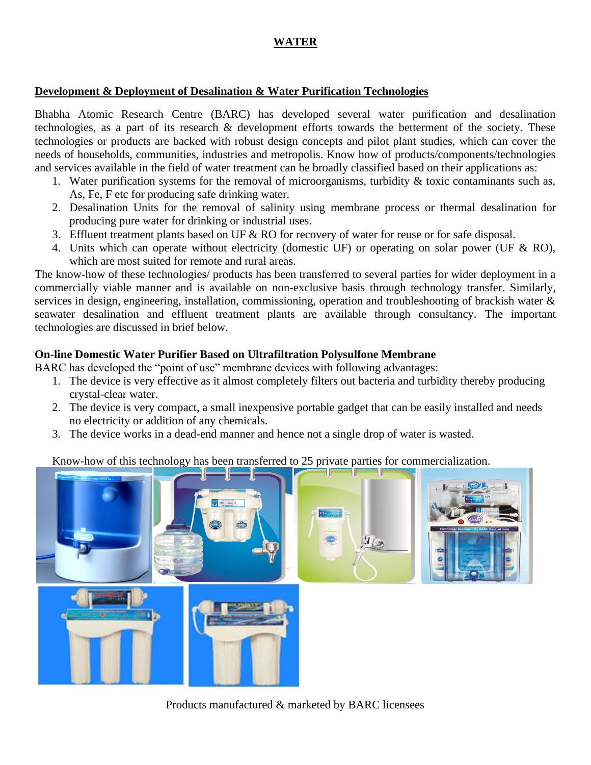# WATER

## Development & Deployment of Desalination & Water Purification Technologies

Bhabha Atomic Research Centre (BARC) has developed several water purification and desalination technologies, as a part of its research & development efforts towards the betterment of the society. These technologies or products are backed with robust design concepts and pilot plant studies, which can cover the needs of households, communities, industries and metropolis. Know how of products/components/technologies and services available in the field of water treatment can be broadly classified based on their applications as:

1. Water purification systems for the removal of microorganisms, turbidity & toxic contaminants such as, As, Fe, F etc for producing safe drinking water.
2. Desalination Units for the removal of salinity using membrane process or thermal desalination for producing pure water for drinking or industrial uses.
3. Effluent treatment plants based on UF & RO for recovery of water for reuse or for safe disposal.
4. Units which can operate without electricity (domestic UF) or operating on solar power (UF & RO), which are most suited for remote and rural areas.

The know-how of these technologies/ products has been transferred to several parties for wider deployment in a commercially viable manner and is available on non-exclusive basis through technology transfer. Similarly, services in design, engineering, installation, commissioning, operation and troubleshooting of brackish water & seawater desalination and effluent treatment plants are available through consultancy. The important technologies are discussed in brief below.

### On-line Domestic Water Purifier Based on Ultrafiltration Polysulfone Membrane

BARC has developed the "point of use" membrane devices with following advantages:

1. The device is very effective as it almost completely filters out bacteria and turbidity thereby producing crystal-clear water.
2. The device is very compact, a small inexpensive portable gadget that can be easily installed and needs no electricity or addition of any chemicals.
3. The device works in a dead-end manner and hence not a single drop of water is wasted.

Know-how of this technology has been transferred to 25 private parties for commercialization.

Products manufactured & marketed by BARC licensees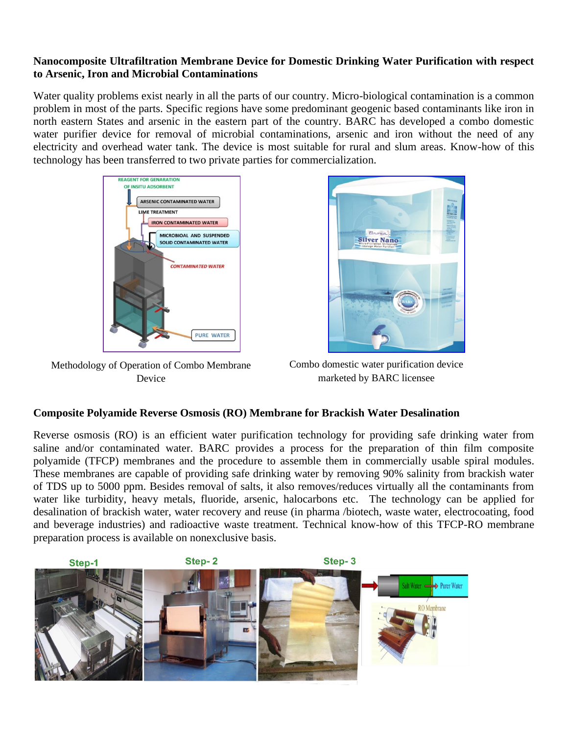**Nanocomposite Ultrafiltration Membrane Device for Domestic Drinking Water Purification with respect to Arsenic, Iron and Microbial Contaminations**

Water quality problems exist nearly in all the parts of our country. Micro-biological contamination is a common problem in most of the parts. Specific regions have some predominant geogenic based contaminants like iron in north eastern States and arsenic in the eastern part of the country. BARC has developed a combo domestic water purifier device for removal of microbial contaminations, arsenic and iron without the need of any electricity and overhead water tank. The device is most suitable for rural and slum areas. Know-how of this technology has been transferred to two private parties for commercialization.

Methodology of Operation of Combo Membrane Device

Combo domestic water purification device marketed by BARC licensee

**Composite Polyamide Reverse Osmosis (RO) Membrane for Brackish Water Desalination**

Reverse osmosis (RO) is an efficient water purification technology for providing safe drinking water from saline and/or contaminated water. BARC provides a process for the preparation of thin film composite polyamide (TFCP) membranes and the procedure to assemble them in commercially usable spiral modules. These membranes are capable of providing safe drinking water by removing 90% salinity from brackish water of TDS up to 5000 ppm. Besides removal of salts, it also removes/reduces virtually all the contaminants from water like turbidity, heavy metals, fluoride, arsenic, halocarbons etc. The technology can be applied for desalination of brackish water, water recovery and reuse (in pharma /biotech, waste water, electrocoating, food and beverage industries) and radioactive waste treatment. Technical know-how of this TFCP-RO membrane preparation process is available on nonexclusive basis.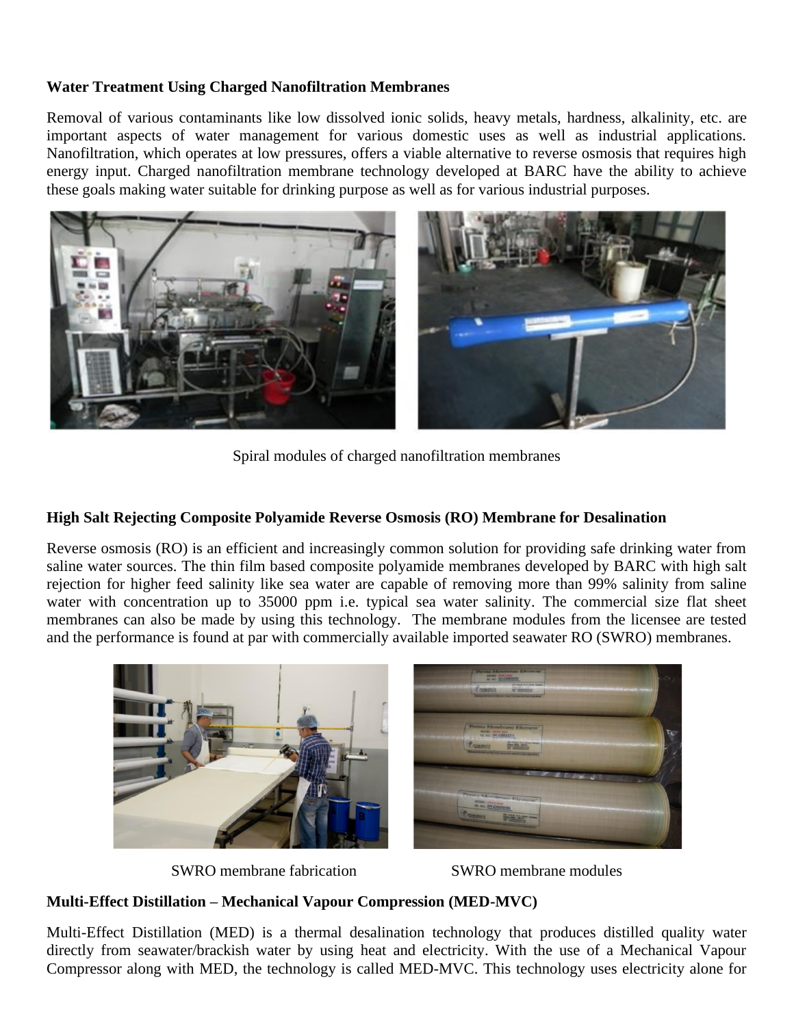**Water Treatment Using Charged Nanofiltration Membranes**

Removal of various contaminants like low dissolved ionic solids, heavy metals, hardness, alkalinity, etc. are important aspects of water management for various domestic uses as well as industrial applications. Nanofiltration, which operates at low pressures, offers a viable alternative to reverse osmosis that requires high energy input. Charged nanofiltration membrane technology developed at BARC have the ability to achieve these goals making water suitable for drinking purpose as well as for various industrial purposes.

Spiral modules of charged nanofiltration membranes

**High Salt Rejecting Composite Polyamide Reverse Osmosis (RO) Membrane for Desalination**

Reverse osmosis (RO) is an efficient and increasingly common solution for providing safe drinking water from saline water sources. The thin film based composite polyamide membranes developed by BARC with high salt rejection for higher feed salinity like sea water are capable of removing more than 99% salinity from saline water with concentration up to 35000 ppm i.e. typical sea water salinity. The commercial size flat sheet membranes can also be made by using this technology. The membrane modules from the licensee are tested and the performance is found at par with commercially available imported seawater RO (SWRO) membranes.

SWRO membrane fabrication

SWRO membrane modules

**Multi-Effect Distillation – Mechanical Vapour Compression (MED-MVC)**

Multi-Effect Distillation (MED) is a thermal desalination technology that produces distilled quality water directly from seawater/brackish water by using heat and electricity. With the use of a Mechanical Vapour Compressor along with MED, the technology is called MED-MVC. This technology uses electricity alone for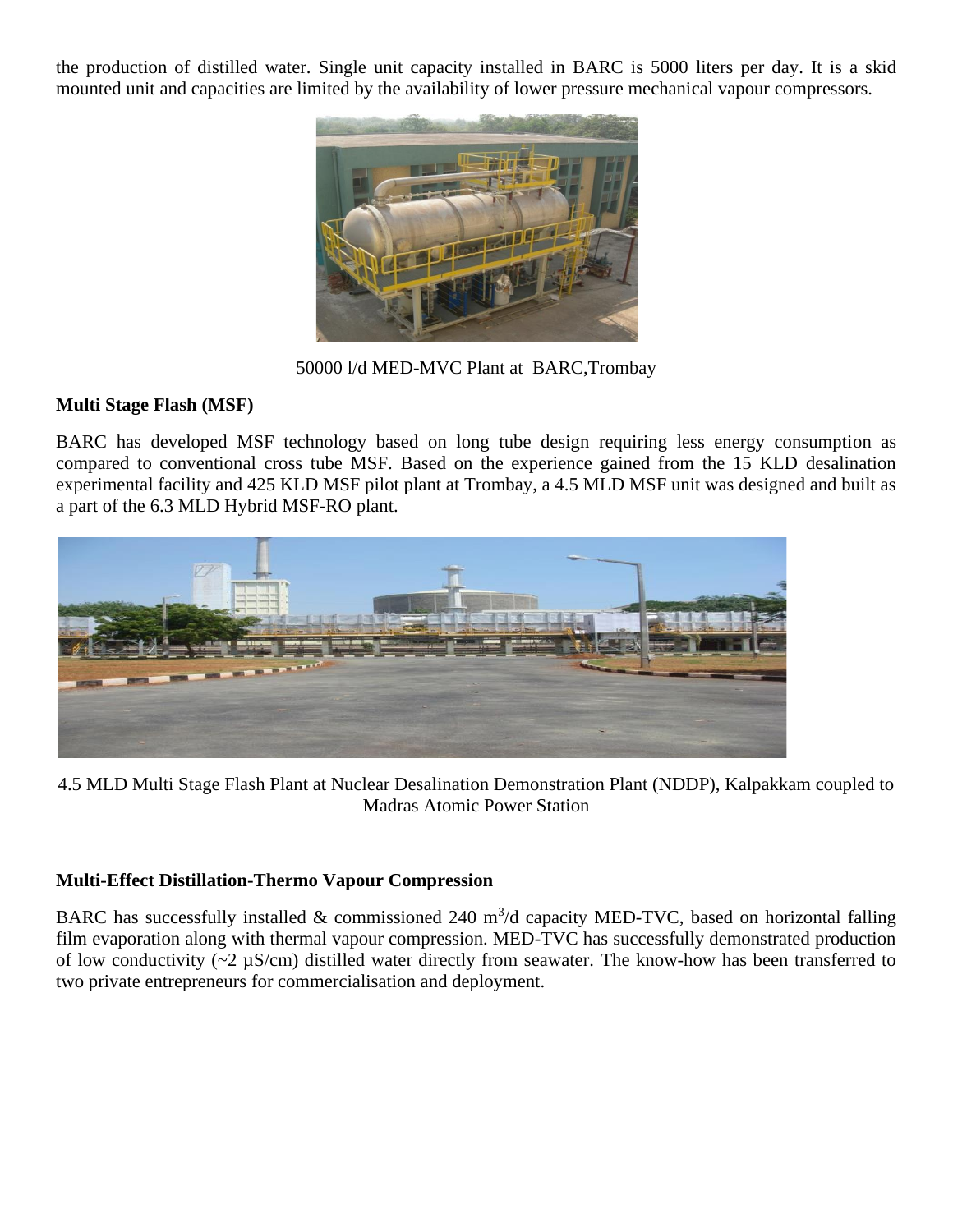the production of distilled water. Single unit capacity installed in BARC is 5000 liters per day. It is a skid mounted unit and capacities are limited by the availability of lower pressure mechanical vapour compressors.

50000 l/d MED-MVC Plant at BARC,Trombay

**Multi Stage Flash (MSF)**

BARC has developed MSF technology based on long tube design requiring less energy consumption as compared to conventional cross tube MSF. Based on the experience gained from the 15 KLD desalination experimental facility and 425 KLD MSF pilot plant at Trombay, a 4.5 MLD MSF unit was designed and built as a part of the 6.3 MLD Hybrid MSF-RO plant.

4.5 MLD Multi Stage Flash Plant at Nuclear Desalination Demonstration Plant (NDDP), Kalpakkam coupled to Madras Atomic Power Station

**Multi-Effect Distillation-Thermo Vapour Compression**

BARC has successfully installed & commissioned 240 $m^3$/d capacity MED-TVC, based on horizontal falling film evaporation along with thermal vapour compression. MED-TVC has successfully demonstrated production of low conductivity (~2 µS/cm) distilled water directly from seawater. The know-how has been transferred to two private entrepreneurs for commercialisation and deployment.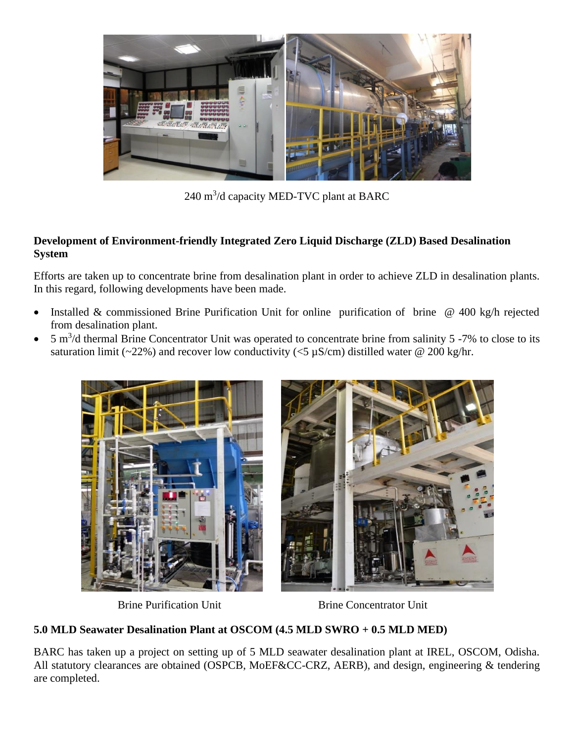240 $m^3$/d capacity MED-TVC plant at BARC

**Development of Environment-friendly Integrated Zero Liquid Discharge (ZLD) Based Desalination System**

Efforts are taken up to concentrate brine from desalination plant in order to achieve ZLD in desalination plants. In this regard, following developments have been made.

- Installed & commissioned Brine Purification Unit for online purification of brine @ 400 kg/h rejected from desalination plant.
- 5 $m^3$/d thermal Brine Concentrator Unit was operated to concentrate brine from salinity 5 -7% to close to its saturation limit (~22%) and recover low conductivity (<5 µS/cm) distilled water @ 200 kg/hr.

Brine Purification Unit

Brine Concentrator Unit

**5.0 MLD Seawater Desalination Plant at OSCOM (4.5 MLD SWRO + 0.5 MLD MED)**

BARC has taken up a project on setting up of 5 MLD seawater desalination plant at IREL, OSCOM, Odisha. All statutory clearances are obtained (OSPCB, MoEF&CC-CRZ, AERB), and design, engineering & tendering are completed.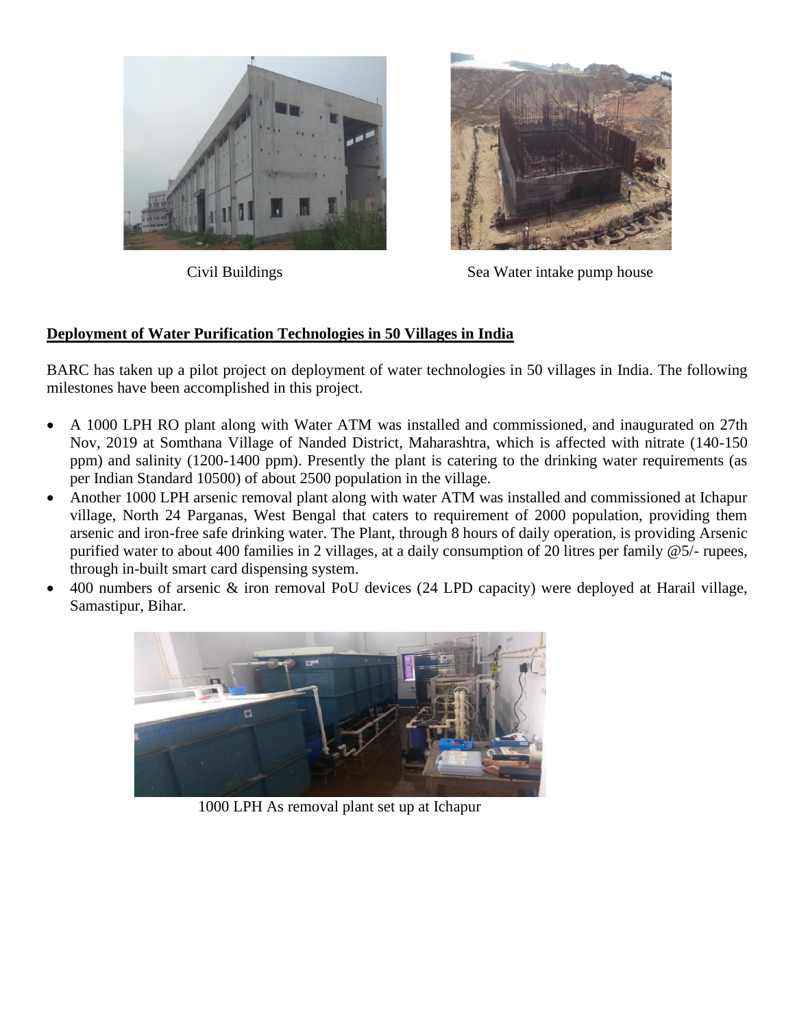Civil Buildings

Sea Water intake pump house

**Deployment of Water Purification Technologies in 50 Villages in India**

BARC has taken up a pilot project on deployment of water technologies in 50 villages in India. The following milestones have been accomplished in this project.

- A 1000 LPH RO plant along with Water ATM was installed and commissioned, and inaugurated on 27th Nov, 2019 at Somthana Village of Nanded District, Maharashtra, which is affected with nitrate (140-150 ppm) and salinity (1200-1400 ppm). Presently the plant is catering to the drinking water requirements (as per Indian Standard 10500) of about 2500 population in the village.
- Another 1000 LPH arsenic removal plant along with water ATM was installed and commissioned at Ichapur village, North 24 Parganas, West Bengal that caters to requirement of 2000 population, providing them arsenic and iron-free safe drinking water. The Plant, through 8 hours of daily operation, is providing Arsenic purified water to about 400 families in 2 villages, at a daily consumption of 20 litres per family @5/- rupees, through in-built smart card dispensing system.
- 400 numbers of arsenic & iron removal PoU devices (24 LPD capacity) were deployed at Harail village, Samastipur, Bihar.

1000 LPH As removal plant set up at Ichapur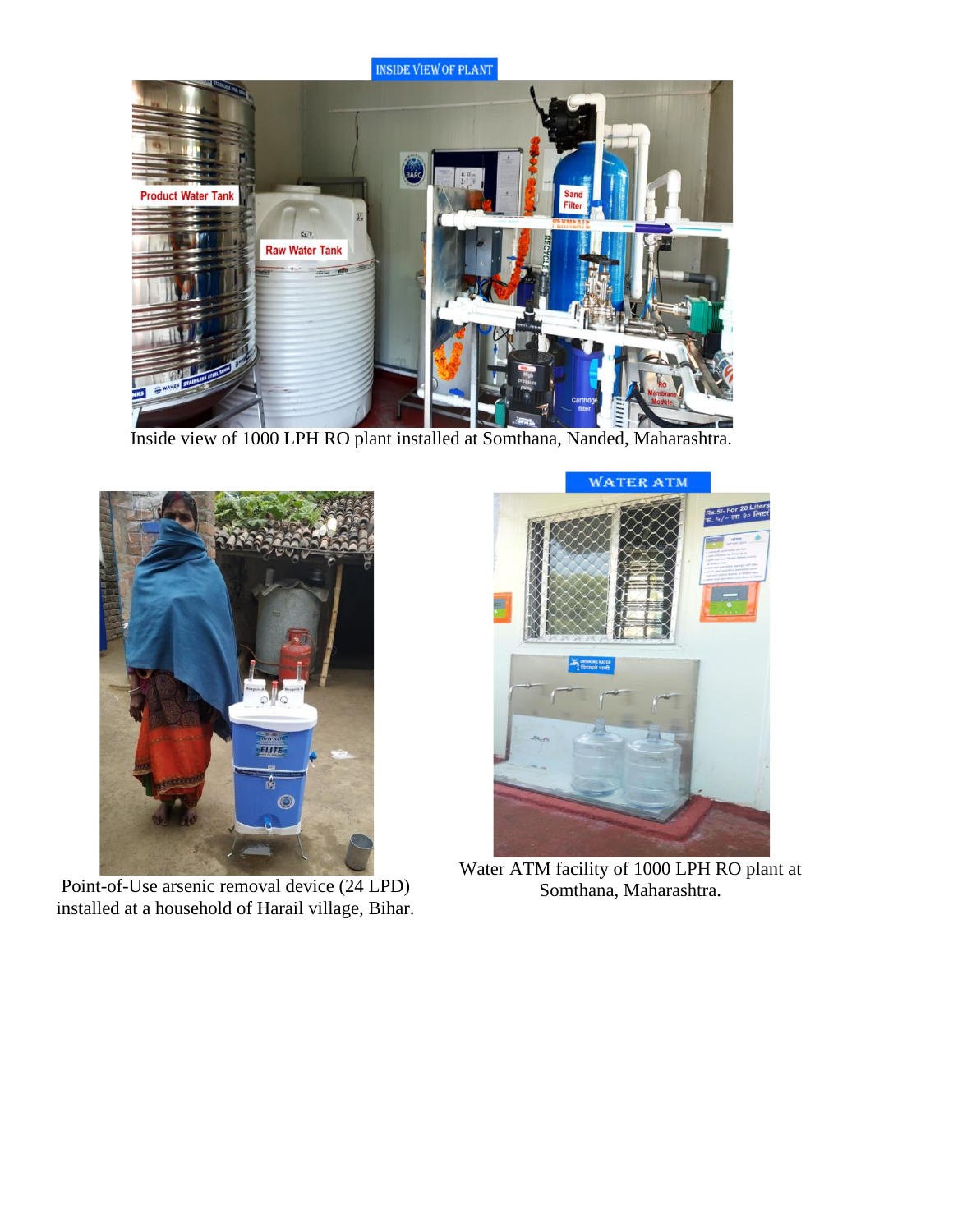Inside view of 1000 LPH RO plant installed at Somthana, Nanded, Maharashtra.

Point-of-Use arsenic removal device (24 LPD) installed at a household of Harail village, Bihar.

Water ATM facility of 1000 LPH RO plant at Somthana, Maharashtra.